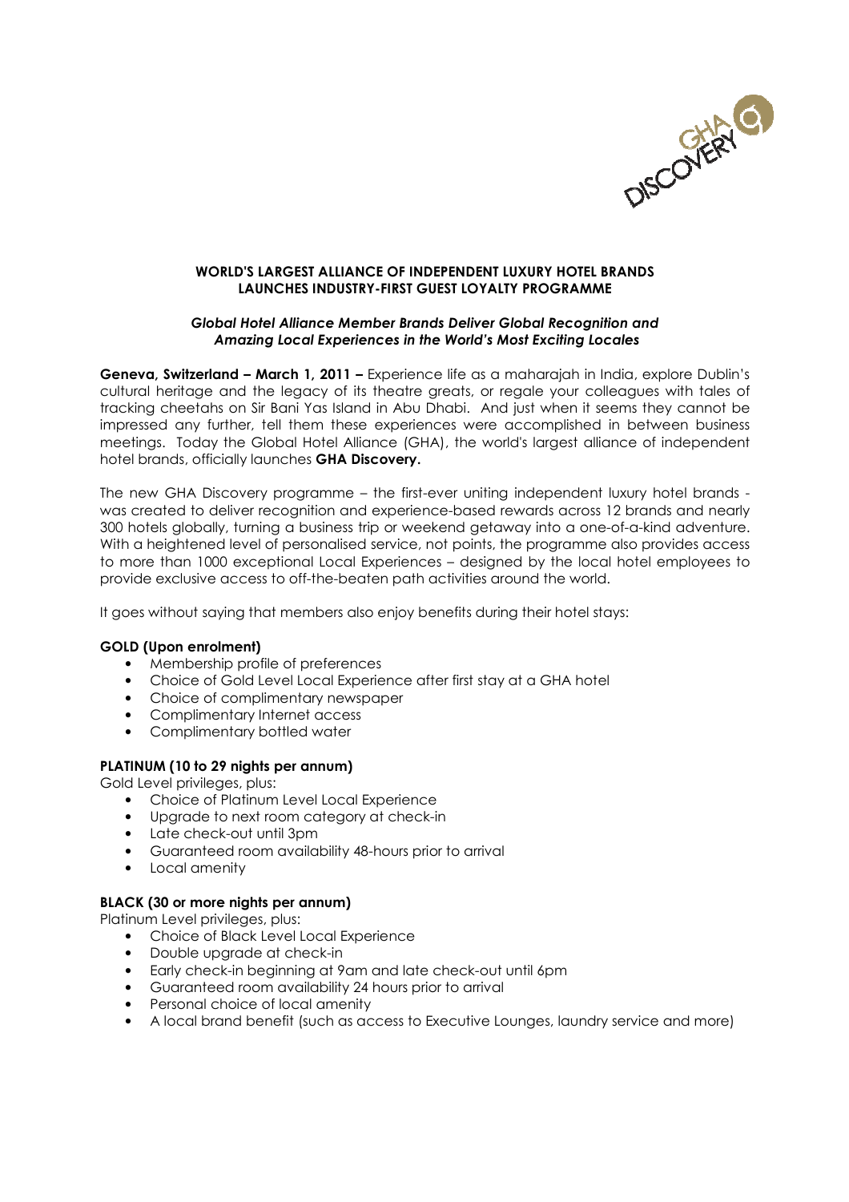# WORLD'S LARGEST ALLIANCE OF INDEPENDENT LUXURY HOTEL BRANDS LAUNCHES INDUSTRY-FIRST GUEST LOYALTY PROGRAMME

### *Global Hotel Alliance Member Brands Deliver Global Recognition and Amazing Local Experiences in the World's Most Exciting Locales*

**Geneva, Switzerland – March 1, 2011 –** Experience life as a maharajah in India, explore Dublin's cultural heritage and the legacy of its theatre greats, or regale your colleagues with tales of tracking cheetahs on Sir Bani Yas Island in Abu Dhabi. And just when it seems they cannot be impressed any further, tell them these experiences were accomplished in between business meetings. Today the Global Hotel Alliance (GHA), the world's largest alliance of independent hotel brands, officially launches **GHA Discovery.**

The new GHA Discovery programme – the first-ever uniting independent luxury hotel brands - was created to deliver recognition and experience-based rewards across 12 brands and nearly 300 hotels globally, turning a business trip or weekend getaway into a one-of-a-kind adventure. With a heightened level of personalised service, not points, the programme also provides access to more than 1000 exceptional Local Experiences – designed by the local hotel employees to provide exclusive access to off-the-beaten path activities around the world.

It goes without saying that members also enjoy benefits during their hotel stays:

**GOLD (Upon enrolment)**

- Membership profile of preferences
- Choice of Gold Level Local Experience after first stay at a GHA hotel
- Choice of complimentary newspaper
- Complimentary Internet access
- Complimentary bottled water

**PLATINUM (10 to 29 nights per annum)**

Gold Level privileges, plus:

- Choice of Platinum Level Local Experience
- Upgrade to next room category at check-in
- Late check-out until 3pm
- Guaranteed room availability 48-hours prior to arrival
- Local amenity

**BLACK (30 or more nights per annum)**

Platinum Level privileges, plus:

- Choice of Black Level Local Experience
- Double upgrade at check-in
- Early check-in beginning at 9am and late check-out until 6pm
- Guaranteed room availability 24 hours prior to arrival
- Personal choice of local amenity
- A local brand benefit (such as access to Executive Lounges, laundry service and more)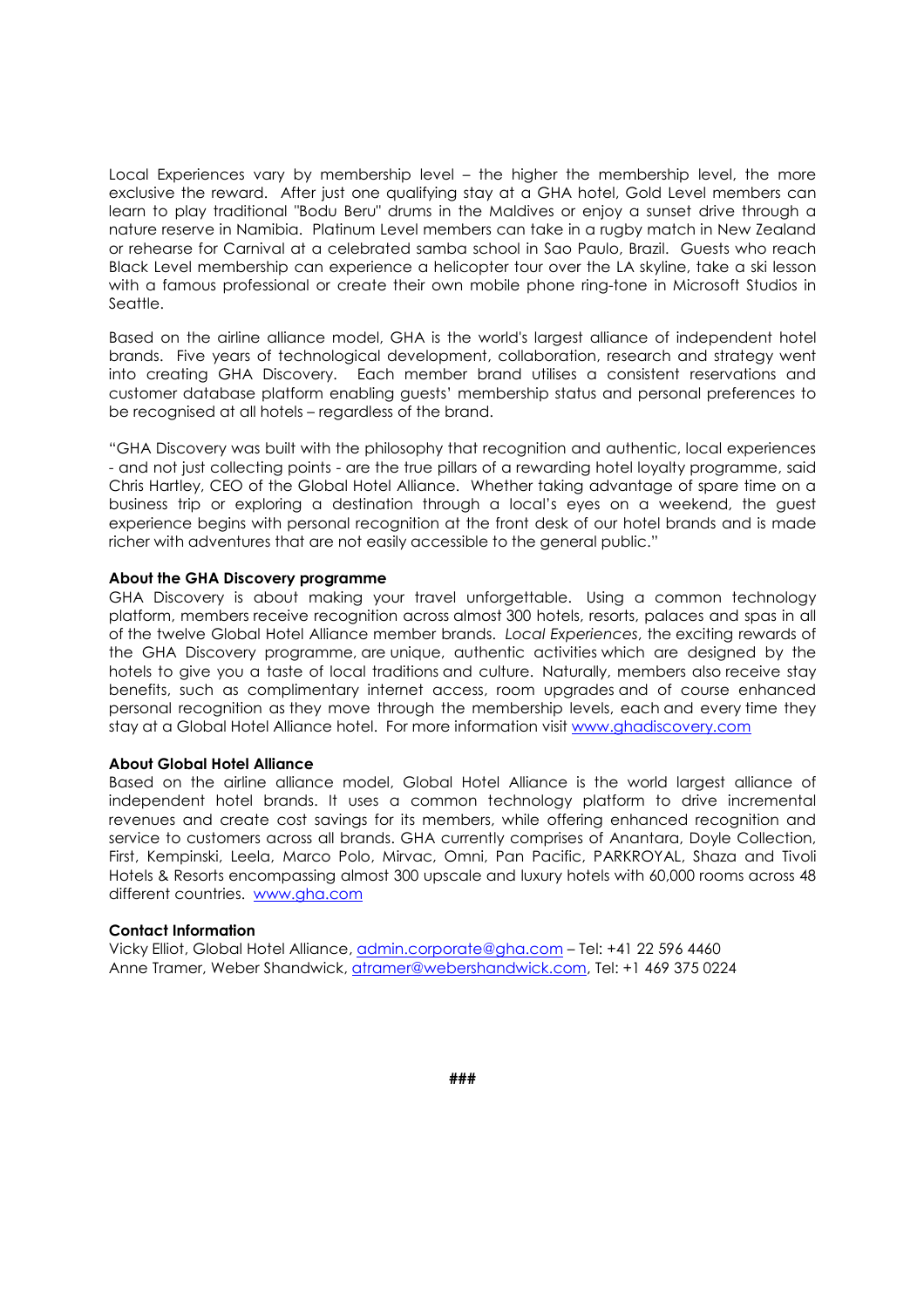Local Experiences vary by membership level – the higher the membership level, the more exclusive the reward. After just one qualifying stay at a GHA hotel, Gold Level members can learn to play traditional "Bodu Beru" drums in the Maldives or enjoy a sunset drive through a nature reserve in Namibia. Platinum Level members can take in a rugby match in New Zealand or rehearse for Carnival at a celebrated samba school in Sao Paulo, Brazil. Guests who reach Black Level membership can experience a helicopter tour over the LA skyline, take a ski lesson with a famous professional or create their own mobile phone ring-tone in Microsoft Studios in Seattle.

Based on the airline alliance model, GHA is the world's largest alliance of independent hotel brands. Five years of technological development, collaboration, research and strategy went into creating GHA Discovery. Each member brand utilises a consistent reservations and customer database platform enabling guests' membership status and personal preferences to be recognised at all hotels – regardless of the brand.

"GHA Discovery was built with the philosophy that recognition and authentic, local experiences - and not just collecting points - are the true pillars of a rewarding hotel loyalty programme, said Chris Hartley, CEO of the Global Hotel Alliance. Whether taking advantage of spare time on a business trip or exploring a destination through a local's eyes on a weekend, the guest experience begins with personal recognition at the front desk of our hotel brands and is made richer with adventures that are not easily accessible to the general public."

**About the GHA Discovery programme**
GHA Discovery is about making your travel unforgettable. Using a common technology platform, members receive recognition across almost 300 hotels, resorts, palaces and spas in all of the twelve Global Hotel Alliance member brands. *Local Experiences*, the exciting rewards of the GHA Discovery programme, are unique, authentic activities which are designed by the hotels to give you a taste of local traditions and culture. Naturally, members also receive stay benefits, such as complimentary internet access, room upgrades and of course enhanced personal recognition as they move through the membership levels, each and every time they stay at a Global Hotel Alliance hotel. For more information visit www.ghadiscovery.com

**About Global Hotel Alliance**
Based on the airline alliance model, Global Hotel Alliance is the world largest alliance of independent hotel brands. It uses a common technology platform to drive incremental revenues and create cost savings for its members, while offering enhanced recognition and service to customers across all brands. GHA currently comprises of Anantara, Doyle Collection, First, Kempinski, Leela, Marco Polo, Mirvac, Omni, Pan Pacific, PARKROYAL, Shaza and Tivoli Hotels & Resorts encompassing almost 300 upscale and luxury hotels with 60,000 rooms across 48 different countries. www.gha.com

**Contact Information**
Vicky Elliot, Global Hotel Alliance, admin.corporate@gha.com – Tel: +41 22 596 4460
Anne Tramer, Weber Shandwick, atramer@webershandwick.com, Tel: +1 469 375 0224

###